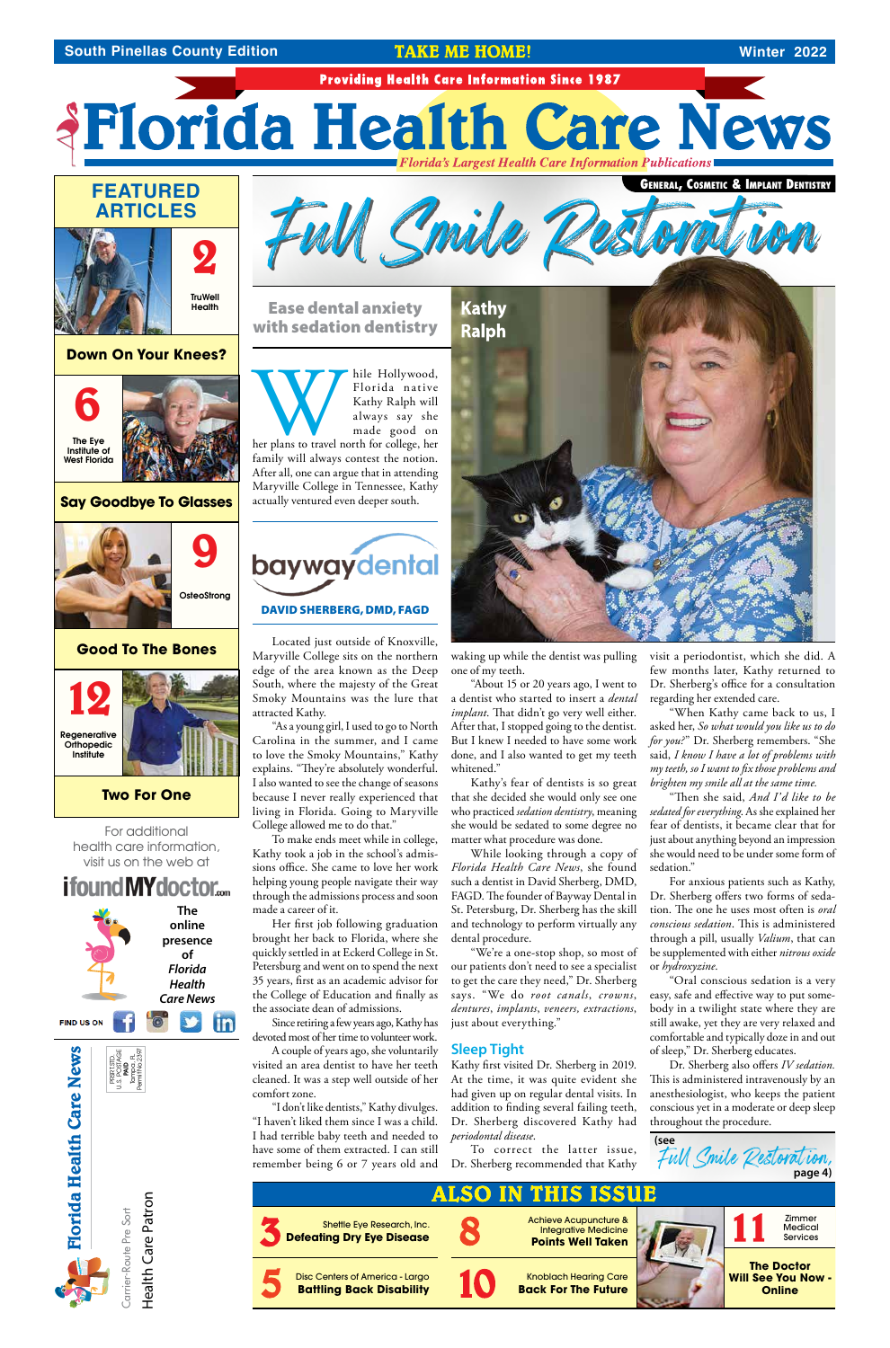South Pinellas County Edition — TAKE ME HOME! — Winter 2022

Providing Health Care Information Since 1987

# Florida Health Care News

*Florida's Largest Health Care Information Publications*

## FEATURED ARTICLES

**2** TruWell Health — **Down On Your Knees?**

**6** The Eye Institute of West Florida — **Say Goodbye To Glasses**

**9** OsteoStrong — **Good To The Bones**

**12** Regenerative Orthopedic Institute — **Two For One**

For additional health care information, visit us on the web at ifoundMYdoctor.com

The online presence of *Florida Health Care News*

FIND US ON

Florida Health Care News

PRSRT STD. U.S. POSTAGE PAID Tampa, FL Permit No 2597

Carrier-Route Pre Sort

Health Care Patron

GENERAL, COSMETIC & IMPLANT DENTISTRY

# Full Smile Restoration

### Ease dental anxiety with sedation dentistry

**Kathy Ralph**

While Hollywood, Florida native Kathy Ralph will always say she made good on her plans to travel north for college, her family will always contest the notion. After all, one can argue that in attending Maryville College in Tennessee, Kathy actually ventured even deeper south.

**baywaydental**

**DAVID SHERBERG, DMD, FAGD**

Located just outside of Knoxville, Maryville College sits on the northern edge of the area known as the Deep South, where the majesty of the Great Smoky Mountains was the lure that attracted Kathy.

"As a young girl, I used to go to North Carolina in the summer, and I came to love the Smoky Mountains," Kathy explains. "They're absolutely wonderful. I also wanted to see the change of seasons because I never really experienced that living in Florida. Going to Maryville College allowed me to do that."

To make ends meet while in college, Kathy took a job in the school's admissions office. She came to love her work helping young people navigate their way through the admissions process and soon made a career of it.

Her first job following graduation brought her back to Florida, where she quickly settled in at Eckerd College in St. Petersburg and went on to spend the next 35 years, first as an academic advisor for the College of Education and finally as the associate dean of admissions.

Since retiring a few years ago, Kathy has devoted most of her time to volunteer work.

A couple of years ago, she voluntarily visited an area dentist to have her teeth cleaned. It was a step well outside of her comfort zone.

"I don't like dentists," Kathy divulges. "I haven't liked them since I was a child. I had terrible baby teeth and needed to have some of them extracted. I can still remember being 6 or 7 years old and waking up while the dentist was pulling one of my teeth.

"About 15 or 20 years ago, I went to a dentist who started to insert a *dental implant*. That didn't go very well either. After that, I stopped going to the dentist. But I knew I needed to have some work done, and I also wanted to get my teeth whitened."

Kathy's fear of dentists is so great that she decided she would only see one who practiced *sedation dentistry*, meaning she would be sedated to some degree no matter what procedure was done.

While looking through a copy of *Florida Health Care News*, she found such a dentist in David Sherberg, DMD, FAGD. The founder of Bayway Dental in St. Petersburg, Dr. Sherberg has the skill and technology to perform virtually any dental procedure.

"We're a one-stop shop, so most of our patients don't need to see a specialist to get the care they need," Dr. Sherberg says. "We do *root canals*, *crowns*, *dentures*, *implants*, *veneers*, *extractions*, just about everything."

### Sleep Tight

Kathy first visited Dr. Sherberg in 2019. At the time, it was quite evident she had given up on regular dental visits. In addition to finding several failing teeth, Dr. Sherberg discovered Kathy had *periodontal disease*.

To correct the latter issue, Dr. Sherberg recommended that Kathy visit a periodontist, which she did. A few months later, Kathy returned to Dr. Sherberg's office for a consultation regarding her extended care.

"When Kathy came back to us, I asked her, *So what would you like us to do for you?*" Dr. Sherberg remembers. "She said, *I know I have a lot of problems with my teeth, so I want to fix those problems and brighten my smile all at the same time.*

"Then she said, *And I'd like to be sedated for everything.* As she explained her fear of dentists, it became clear that for just about anything beyond an impression she would need to be under some form of sedation."

For anxious patients such as Kathy, Dr. Sherberg offers two forms of sedation. The one he uses most often is *oral conscious sedation*. This is administered through a pill, usually *Valium*, that can be supplemented with either *nitrous oxide* or *hydroxyzine*.

"Oral conscious sedation is a very easy, safe and effective way to put somebody in a twilight state where they are still awake, yet they are very relaxed and comfortable and typically doze in and out of sleep," Dr. Sherberg educates.

Dr. Sherberg also offers *IV sedation*. This is administered intravenously by an anesthesiologist, who keeps the patient conscious yet in a moderate or deep sleep throughout the procedure.

(see *Full Smile Restoration*, page 4)

## ALSO IN THIS ISSUE

**3** Shettle Eye Research, Inc. — **Defeating Dry Eye Disease**

**5** Disc Centers of America - Largo — **Battling Back Disability**

**8** Achieve Acupuncture & Integrative Medicine — **Points Well Taken**

**10** Knoblach Hearing Care — **Back For The Future**

**11** Zimmer Medical Services — **The Doctor Will See You Now - Online**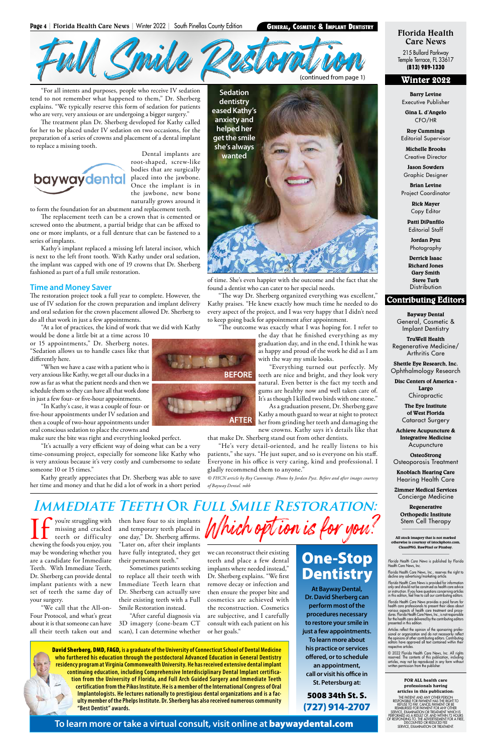# Full Smile Restoration

(continued from page 1)

"For all intents and purposes, people who receive IV sedation tend to not remember what happened to them," Dr. Sherberg explains. "We typically reserve this form of sedation for patients who are very, very anxious or are undergoing a bigger surgery."

The treatment plan Dr. Sherberg developed for Kathy called for her to be placed under IV sedation on two occasions, for the preparation of a series of crowns and placement of a dental implant to replace a missing tooth.

Dental implants are root-shaped, screw-like bodies that are surgically placed into the jawbone. Once the implant is in the jawbone, new bone naturally grows around it to form the foundation for an abutment and replacement teeth.

The replacement teeth can be a crown that is cemented or screwed onto the abutment, a partial bridge that can be affixed to one or more implants, or a full denture that can be fastened to a series of implants.

Kathy's implant replaced a missing left lateral incisor, which is next to the left front tooth. With Kathy under oral sedation, the implant was capped with one of 19 crowns that Dr. Sherberg fashioned as part of a full smile restoration.

**Sedation dentistry eased Kathy's anxiety and helped her get the smile she's always wanted**

## Time and Money Saver

The restoration project took a full year to complete. However, the use of IV sedation for the crown preparation and implant delivery and oral sedation for the crown placement allowed Dr. Sherberg to do all that work in just a few appointments.

"At a lot of practices, the kind of work that we did with Kathy would be done a little bit at a time across 10 or 15 appointments," Dr. Sherberg notes. "Sedation allows us to handle cases like that differently here.

"When we have a case with a patient who is very anxious like Kathy, we get all our ducks in a row as far as what the patient needs and then we schedule them so they can have all that work done in just a few four- or five-hour appointments.

"In Kathy's case, it was a couple of four- or five-hour appointments under IV sedation and then a couple of two-hour appointments under oral conscious sedation to place the crowns and make sure the bite was right and everything looked perfect.

"It's actually a very efficient way of doing what can be a very time-consuming project, especially for someone like Kathy who is very anxious because it's very costly and cumbersome to sedate someone 10 or 15 times."

Kathy greatly appreciates that Dr. Sherberg was able to save her time and money and that he did a lot of work in a short period of time. She's even happier with the outcome and the fact that she found a dentist who can cater to her special needs.

BEFORE

AFTER

"The way Dr. Sherberg organized everything was excellent," Kathy praises. "He knew exactly how much time he needed to do every aspect of the project, and I was very happy that I didn't need to keep going back for appointment after appointment.

"The outcome was exactly what I was hoping for. I refer to the day that he finished everything as my graduation day, and in the end, I think he was as happy and proud of the work he did as I am with the way my smile looks.

"Everything turned out perfectly. My teeth are nice and bright, and they look very natural. Even better is the fact my teeth and gums are healthy now and well taken care of. It's as though I killed two birds with one stone."

As a graduation present, Dr. Sherberg gave Kathy a mouth guard to wear at night to protect her from grinding her teeth and damaging the new crowns. Kathy says it's details like that that make Dr. Sherberg stand out from other dentists.

"He's very detail-oriented, and he really listens to his patients," she says. "He just super, and so is everyone on his staff. Everyone in his office is very caring, kind and professional. I gladly recommend them to anyone."

*© FHCN article by Roy Cummings. Photos by Jordan Pysz. Before and after images courtesy of Bayway Dental. mkb*

## Immediate Teeth Or Full Smile Restoration: Which option is for you?

If you're struggling with missing and cracked teeth or difficulty chewing the foods you enjoy, you may be wondering whether you are a candidate for Immediate Teeth. With Immediate Teeth, Dr. Sherberg can provide dental implant patients with a new set of teeth the same day of your surgery.

"We call that the All-on-Four Protocol, and what's great about it is that someone can have all their teeth taken out and then have four to six implants and temporary teeth placed in one day," Dr. Sherberg affirms. "Later on, after their implants have fully integrated, they get their permanent teeth."

Sometimes patients seeking to replace all their teeth with Immediate Teeth learn that Dr. Sherberg can actually save their existing teeth with a Full Smile Restoration instead.

"After careful diagnosis via 3D imagery (cone-beam CT scan), I can determine whether we can reconstruct their existing teeth and place a few dental implants where needed instead," Dr. Sherberg explains. "We first remove decay or infection and then ensure the proper bite and cosmetics are achieved with the reconstruction. Cosmetics are subjective, and I carefully consult with each patient on his or her goals."

## One-Stop Dentistry

**At Bayway Dental, Dr. David Sherberg can perform most of the procedures necessary to restore your smile in just a few appointments. To learn more about his practice or services offered, or to schedule an appointment, call or visit his office in St. Petersburg at:**

**5008 34th St. S.**
**(727) 914-2707**

**David Sherberg, DMD, FAGD, is a graduate of the University of Connecticut School of Dental Medicine who furthered his education through the postdoctoral Advanced Education in General Dentistry residency program at Virginia Commonwealth University. He has received extensive dental implant continuing education, including Comprehensive Interdisciplinary Dental Implant certification from the University of Florida, and Full Arch Guided Surgery and Immediate Teeth certification from the Pikos Institute. He is a member of the International Congress of Oral Implantologists. He lectures nationally to prestigious dental organizations and is a faculty member of the Phelps Institute. Dr. Sherberg has also received numerous community "Best Dentist" awards.**

**To learn more or take a virtual consult, visit online at baywaydental.com**

---

## Florida Health Care News

215 Bullard Parkway
Temple Terrace, FL 33617
**(813) 989-1330**

### Winter 2022

**Barry Levine**
Executive Publisher

**Gina L. d'Angelo**
CFO/HR

**Roy Cummings**
Editorial Supervisor

**Michelle Brooks**
Creative Director

**Jason Sowders**
Graphic Designer

**Brian Levine**
Project Coordinator

**Rick Mayer**
Copy Editor

**Patti DiPanfilo**
Editorial Staff

**Jordan Pysz**
Photography

**Derrick Isaac**
**Richard Jones**
**Gary Smith**
**Steve Turk**
Distribution

### Contributing Editors

**Bayway Dental**
General, Cosmetic & Implant Dentistry

**TruWell Health**
Regenerative Medicine/ Arthritis Care

**Shettle Eye Research, Inc.**
Ophthalmology Research

**Disc Centers of America - Largo**
Chiropractic

**The Eye Institute of West Florida**
Cataract Surgery

**Achieve Acupuncture & Integrative Medicine**
Acupuncture

**OsteoStrong**
Osteoporosis Treatment

**Knoblach Hearing Care**
Hearing Health Care

**Zimmer Medical Services**
Concierge Medicine

**Regenerative Orthopedic Institute**
Stem Cell Therapy

**All stock imagery that is not marked otherwise is courtesy of istockphoto.com, CleanPNG, RawPixel or Pixabay.**

*Florida Health Care News* is published by Florida Health Care News, Inc.

Florida Health Care News, Inc., reserves the right to decline any advertising/marketing article.

*Florida Health Care News* is provided for information only and should not be construed as health care advice or instruction. If you have questions concerning articles in this edition, feel free to call our contributing editors.

*Florida Health Care News* provides a paid forum for health care professionals to present their ideas about various aspects of health care treatment and procedures. Florida Health Care News, Inc., is not responsible for the health care delivered by the contributing editors presented in this edition.

Articles reflect the opinion of the sponsoring professional or organization and do not necessarily reflect the opinions of other contributing editors. Contributing editors have approved all text contained within their respective articles.

© 2022 Florida Health Care News, Inc. All rights reserved. The contents of this publication, including articles, may not be reproduced in any form without written permission from the publisher.

**FOR ALL health care professionals having articles in this publication:**

THE PATIENT AND ANY OTHER PERSON RESPONSIBLE FOR PAYMENT HAS THE RIGHT TO REFUSE TO PAY, CANCEL PAYMENT OR BE REIMBURSED FOR PAYMENT FOR ANY OTHER SERVICE, EXAMINATION OR TREATMENT WHICH IS PERFORMED AS A RESULT OF AND WITHIN 72 HOURS OF RESPONDING TO, THE ADVERTISEMENT FOR A FREE, DISCOUNTED OR REDUCED FEE SERVICE, EXAMINATION OR TREATMENT.